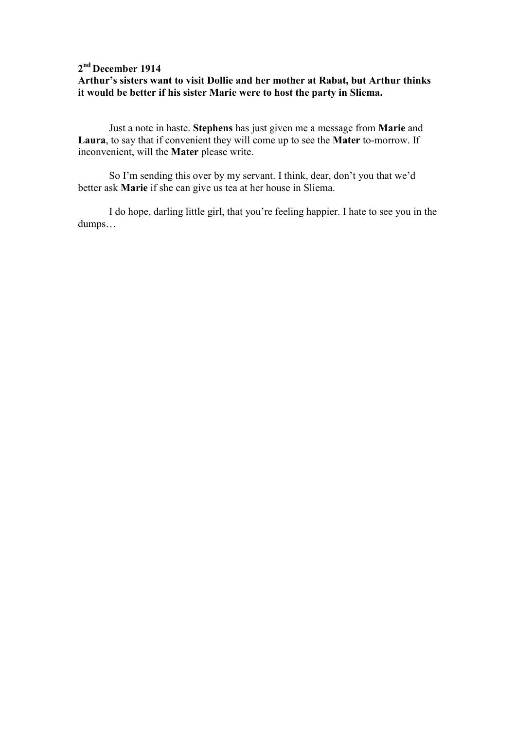**2nd December 1914**

**Arthur's sisters want to visit Dollie and her mother at Rabat, but Arthur thinks it would be better if his sister Marie were to host the party in Sliema.**

Just a note in haste. **Stephens** has just given me a message from **Marie** and **Laura**, to say that if convenient they will come up to see the **Mater** to-morrow. If inconvenient, will the **Mater** please write.

So I'm sending this over by my servant. I think, dear, don't you that we'd better ask **Marie** if she can give us tea at her house in Sliema.

I do hope, darling little girl, that you're feeling happier. I hate to see you in the dumps…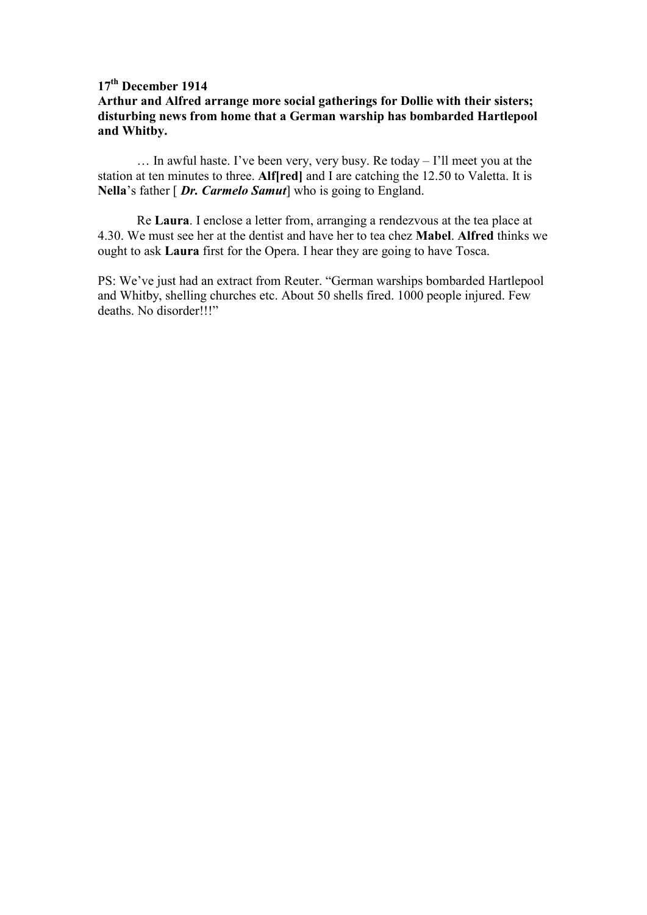**17th December 1914**

**Arthur and Alfred arrange more social gatherings for Dollie with their sisters; disturbing news from home that a German warship has bombarded Hartlepool and Whitby.**

… In awful haste. I've been very, very busy. Re today – I'll meet you at the station at ten minutes to three. **Alf[red]** and I are catching the 12.50 to Valetta. It is **Nella**'s father [ ***Dr. Carmelo Samut***] who is going to England.

Re **Laura**. I enclose a letter from, arranging a rendezvous at the tea place at 4.30. We must see her at the dentist and have her to tea chez **Mabel**. **Alfred** thinks we ought to ask **Laura** first for the Opera. I hear they are going to have Tosca.

PS: We've just had an extract from Reuter. "German warships bombarded Hartlepool and Whitby, shelling churches etc. About 50 shells fired. 1000 people injured. Few deaths. No disorder!!!"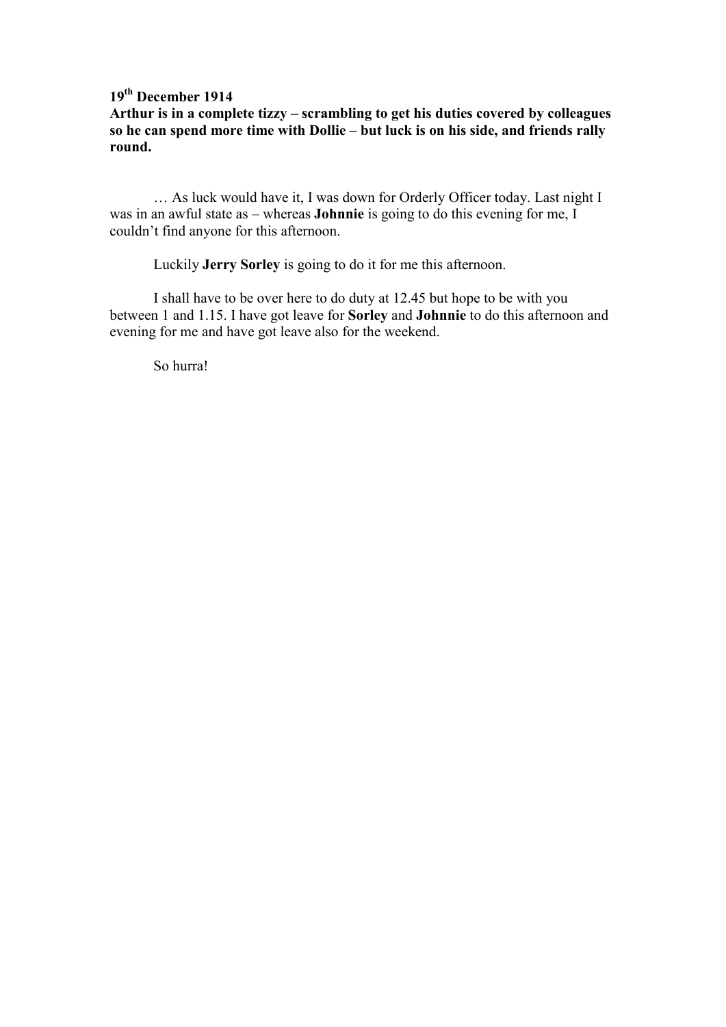**19th December 1914**

**Arthur is in a complete tizzy – scrambling to get his duties covered by colleagues so he can spend more time with Dollie – but luck is on his side, and friends rally round.**

… As luck would have it, I was down for Orderly Officer today. Last night I was in an awful state as – whereas **Johnnie** is going to do this evening for me, I couldn't find anyone for this afternoon.

Luckily **Jerry Sorley** is going to do it for me this afternoon.

I shall have to be over here to do duty at 12.45 but hope to be with you between 1 and 1.15. I have got leave for **Sorley** and **Johnnie** to do this afternoon and evening for me and have got leave also for the weekend.

So hurra!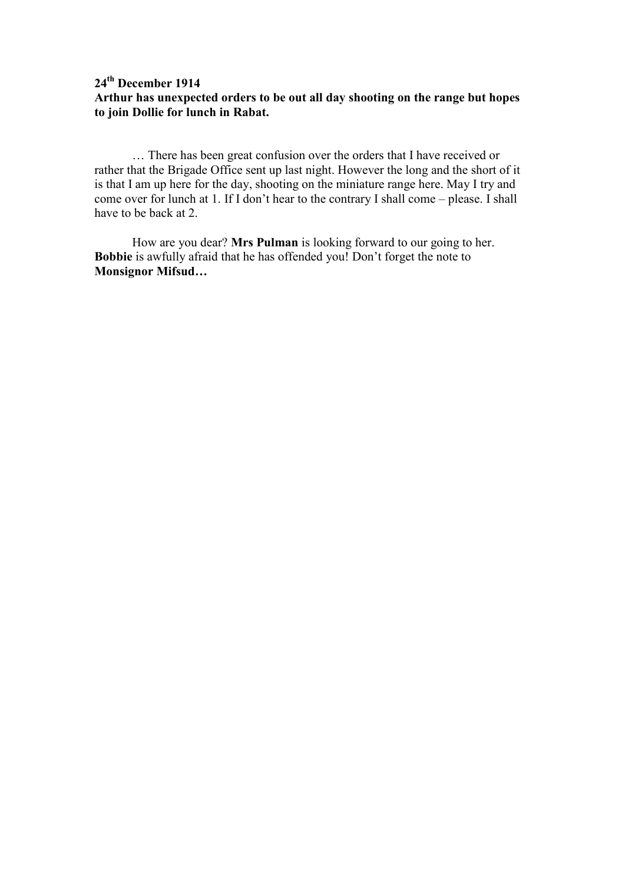**24th December 1914**
**Arthur has unexpected orders to be out all day shooting on the range but hopes to join Dollie for lunch in Rabat.**

… There has been great confusion over the orders that I have received or rather that the Brigade Office sent up last night. However the long and the short of it is that I am up here for the day, shooting on the miniature range here. May I try and come over for lunch at 1. If I don't hear to the contrary I shall come – please. I shall have to be back at 2.

How are you dear? **Mrs Pulman** is looking forward to our going to her. **Bobbie** is awfully afraid that he has offended you! Don't forget the note to **Monsignor Mifsud…**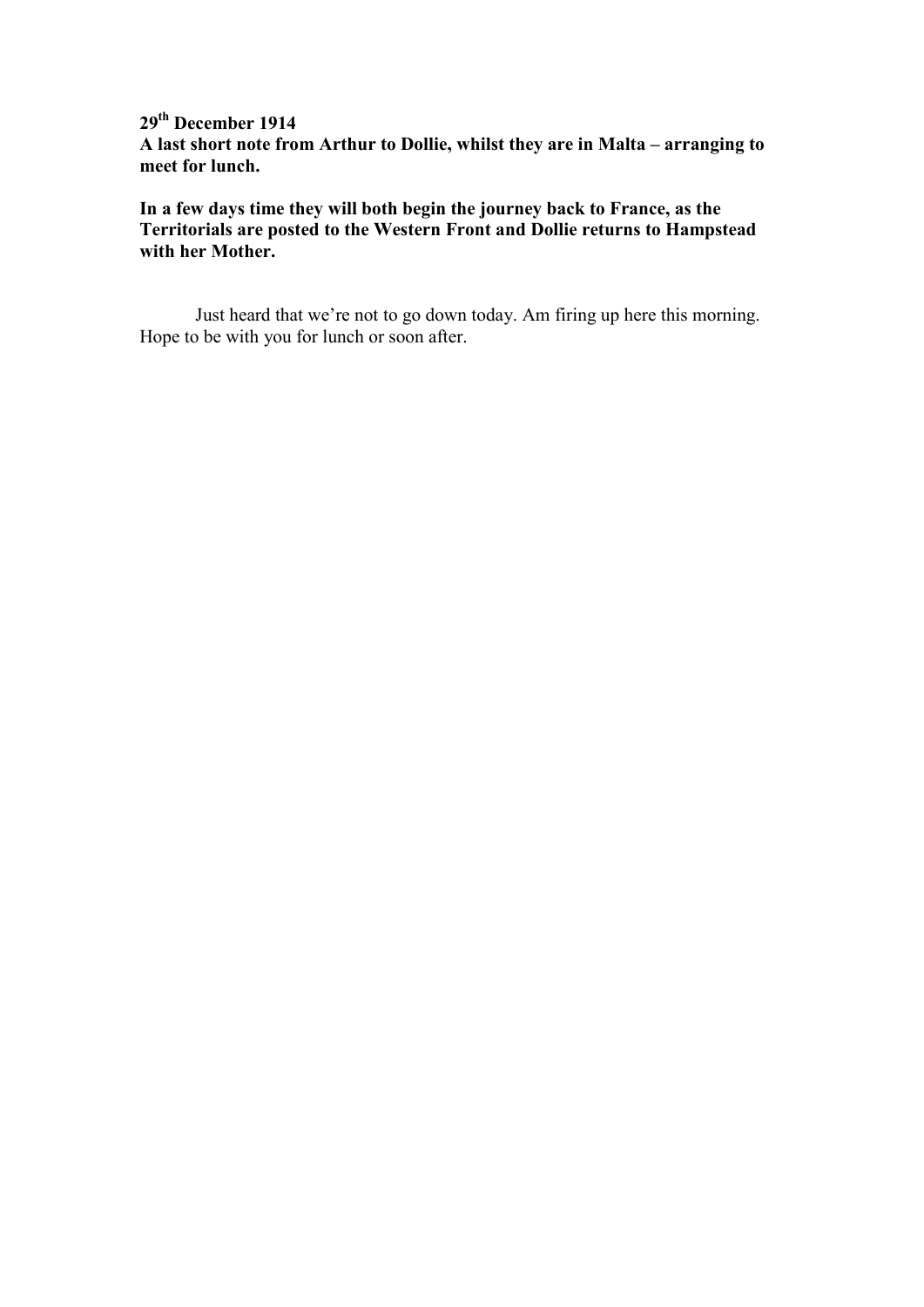**29th December 1914**
**A last short note from Arthur to Dollie, whilst they are in Malta – arranging to meet for lunch.**

**In a few days time they will both begin the journey back to France, as the Territorials are posted to the Western Front and Dollie returns to Hampstead with her Mother.**

Just heard that we're not to go down today. Am firing up here this morning. Hope to be with you for lunch or soon after.